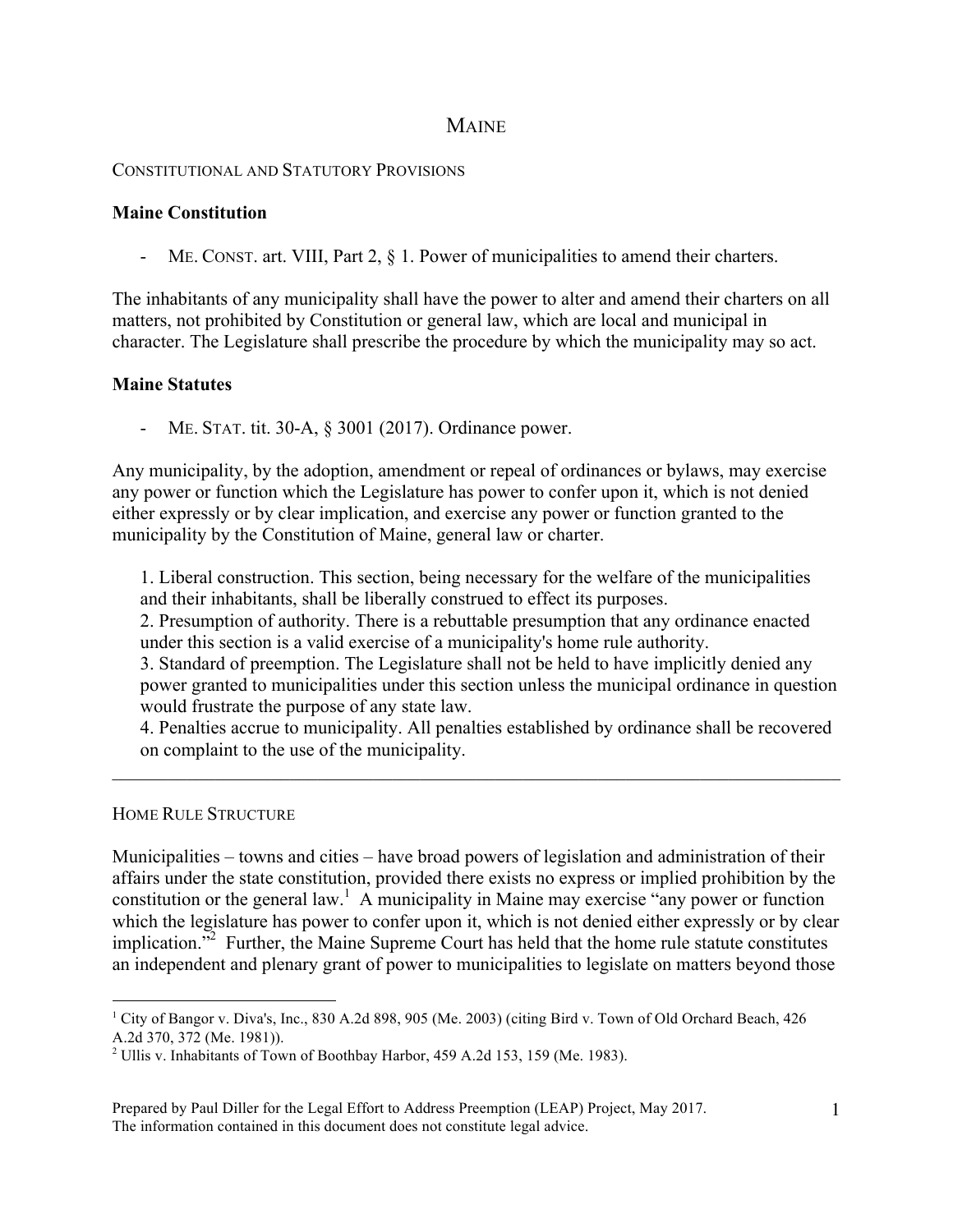# MAINE

## CONSTITUTIONAL AND STATUTORY PROVISIONS

### Maine Constitution

- ME. CONST. art. VIII, Part 2, § 1. Power of municipalities to amend their charters.

The inhabitants of any municipality shall have the power to alter and amend their charters on all matters, not prohibited by Constitution or general law, which are local and municipal in character. The Legislature shall prescribe the procedure by which the municipality may so act.

### Maine Statutes

- ME. STAT. tit. 30-A, § 3001 (2017). Ordinance power.

Any municipality, by the adoption, amendment or repeal of ordinances or bylaws, may exercise any power or function which the Legislature has power to confer upon it, which is not denied either expressly or by clear implication, and exercise any power or function granted to the municipality by the Constitution of Maine, general law or charter.

> 1. Liberal construction. This section, being necessary for the welfare of the municipalities and their inhabitants, shall be liberally construed to effect its purposes.
> 2. Presumption of authority. There is a rebuttable presumption that any ordinance enacted under this section is a valid exercise of a municipality's home rule authority.
> 3. Standard of preemption. The Legislature shall not be held to have implicitly denied any power granted to municipalities under this section unless the municipal ordinance in question would frustrate the purpose of any state law.
> 4. Penalties accrue to municipality. All penalties established by ordinance shall be recovered on complaint to the use of the municipality.

---

## HOME RULE STRUCTURE

Municipalities – towns and cities – have broad powers of legislation and administration of their affairs under the state constitution, provided there exists no express or implied prohibition by the constitution or the general law.[1] A municipality in Maine may exercise "any power or function which the legislature has power to confer upon it, which is not denied either expressly or by clear implication."[2] Further, the Maine Supreme Court has held that the home rule statute constitutes an independent and plenary grant of power to municipalities to legislate on matters beyond those

[1] City of Bangor v. Diva's, Inc., 830 A.2d 898, 905 (Me. 2003) (citing Bird v. Town of Old Orchard Beach, 426 A.2d 370, 372 (Me. 1981)).

[2] Ullis v. Inhabitants of Town of Boothbay Harbor, 459 A.2d 153, 159 (Me. 1983).

Prepared by Paul Diller for the Legal Effort to Address Preemption (LEAP) Project, May 2017. The information contained in this document does not constitute legal advice.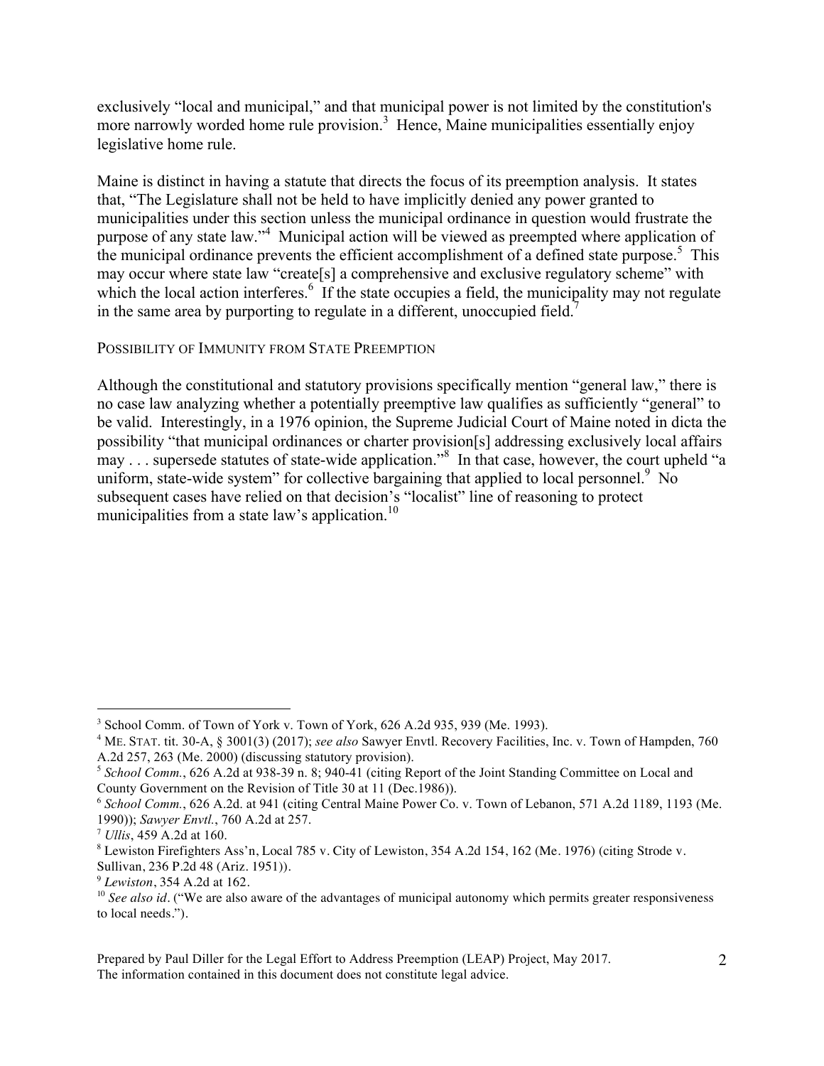exclusively "local and municipal," and that municipal power is not limited by the constitution's more narrowly worded home rule provision.[3] Hence, Maine municipalities essentially enjoy legislative home rule.

Maine is distinct in having a statute that directs the focus of its preemption analysis. It states that, "The Legislature shall not be held to have implicitly denied any power granted to municipalities under this section unless the municipal ordinance in question would frustrate the purpose of any state law."[4] Municipal action will be viewed as preempted where application of the municipal ordinance prevents the efficient accomplishment of a defined state purpose.[5] This may occur where state law "create[s] a comprehensive and exclusive regulatory scheme" with which the local action interferes.[6] If the state occupies a field, the municipality may not regulate in the same area by purporting to regulate in a different, unoccupied field.[7]

### POSSIBILITY OF IMMUNITY FROM STATE PREEMPTION

Although the constitutional and statutory provisions specifically mention "general law," there is no case law analyzing whether a potentially preemptive law qualifies as sufficiently "general" to be valid. Interestingly, in a 1976 opinion, the Supreme Judicial Court of Maine noted in dicta the possibility "that municipal ordinances or charter provision[s] addressing exclusively local affairs may . . . supersede statutes of state-wide application."[8] In that case, however, the court upheld "a uniform, state-wide system" for collective bargaining that applied to local personnel.[9] No subsequent cases have relied on that decision's "localist" line of reasoning to protect municipalities from a state law's application.[10]

---

[3] School Comm. of Town of York v. Town of York, 626 A.2d 935, 939 (Me. 1993).

[4] ME. STAT. tit. 30-A, § 3001(3) (2017); *see also* Sawyer Envtl. Recovery Facilities, Inc. v. Town of Hampden, 760 A.2d 257, 263 (Me. 2000) (discussing statutory provision).

[5] *School Comm.*, 626 A.2d at 938-39 n. 8; 940-41 (citing Report of the Joint Standing Committee on Local and County Government on the Revision of Title 30 at 11 (Dec.1986)).

[6] *School Comm.*, 626 A.2d. at 941 (citing Central Maine Power Co. v. Town of Lebanon, 571 A.2d 1189, 1193 (Me. 1990)); *Sawyer Envtl.*, 760 A.2d at 257.

[7] *Ullis*, 459 A.2d at 160.

[8] Lewiston Firefighters Ass'n, Local 785 v. City of Lewiston, 354 A.2d 154, 162 (Me. 1976) (citing Strode v. Sullivan, 236 P.2d 48 (Ariz. 1951)).

[9] *Lewiston*, 354 A.2d at 162.

[10] *See also id*. ("We are also aware of the advantages of municipal autonomy which permits greater responsiveness to local needs.").

Prepared by Paul Diller for the Legal Effort to Address Preemption (LEAP) Project, May 2017.
The information contained in this document does not constitute legal advice.